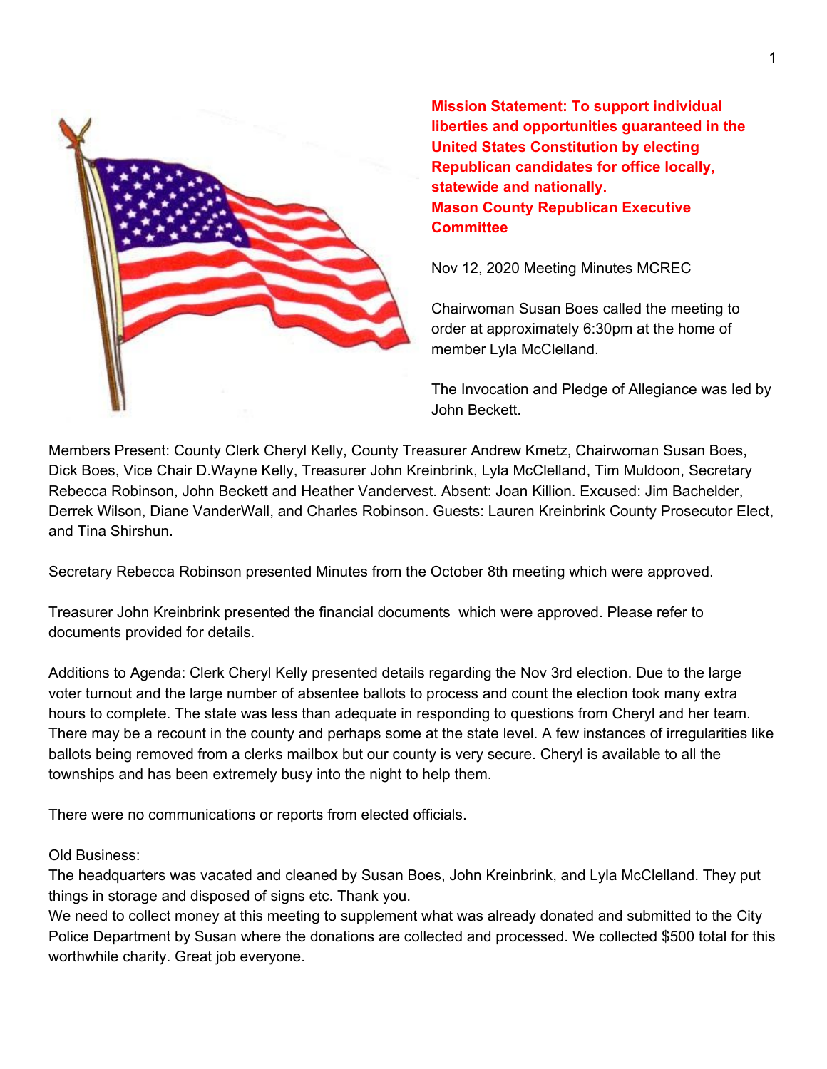**Mission Statement: To support individual liberties and opportunities guaranteed in the United States Constitution by electing Republican candidates for office locally, statewide and nationally.**
**Mason County Republican Executive Committee**

Nov 12, 2020 Meeting Minutes MCREC

Chairwoman Susan Boes called the meeting to order at approximately 6:30pm at the home of member Lyla McClelland.

The Invocation and Pledge of Allegiance was led by John Beckett.

Members Present: County Clerk Cheryl Kelly, County Treasurer Andrew Kmetz, Chairwoman Susan Boes, Dick Boes, Vice Chair D.Wayne Kelly, Treasurer John Kreinbrink, Lyla McClelland, Tim Muldoon, Secretary Rebecca Robinson, John Beckett and Heather Vandervest. Absent: Joan Killion. Excused: Jim Bachelder, Derrek Wilson, Diane VanderWall, and Charles Robinson. Guests: Lauren Kreinbrink County Prosecutor Elect, and Tina Shirshun.

Secretary Rebecca Robinson presented Minutes from the October 8th meeting which were approved.

Treasurer John Kreinbrink presented the financial documents which were approved. Please refer to documents provided for details.

Additions to Agenda: Clerk Cheryl Kelly presented details regarding the Nov 3rd election. Due to the large voter turnout and the large number of absentee ballots to process and count the election took many extra hours to complete. The state was less than adequate in responding to questions from Cheryl and her team. There may be a recount in the county and perhaps some at the state level. A few instances of irregularities like ballots being removed from a clerks mailbox but our county is very secure. Cheryl is available to all the townships and has been extremely busy into the night to help them.

There were no communications or reports from elected officials.

Old Business:
The headquarters was vacated and cleaned by Susan Boes, John Kreinbrink, and Lyla McClelland. They put things in storage and disposed of signs etc. Thank you.
We need to collect money at this meeting to supplement what was already donated and submitted to the City Police Department by Susan where the donations are collected and processed. We collected $500 total for this worthwhile charity. Great job everyone.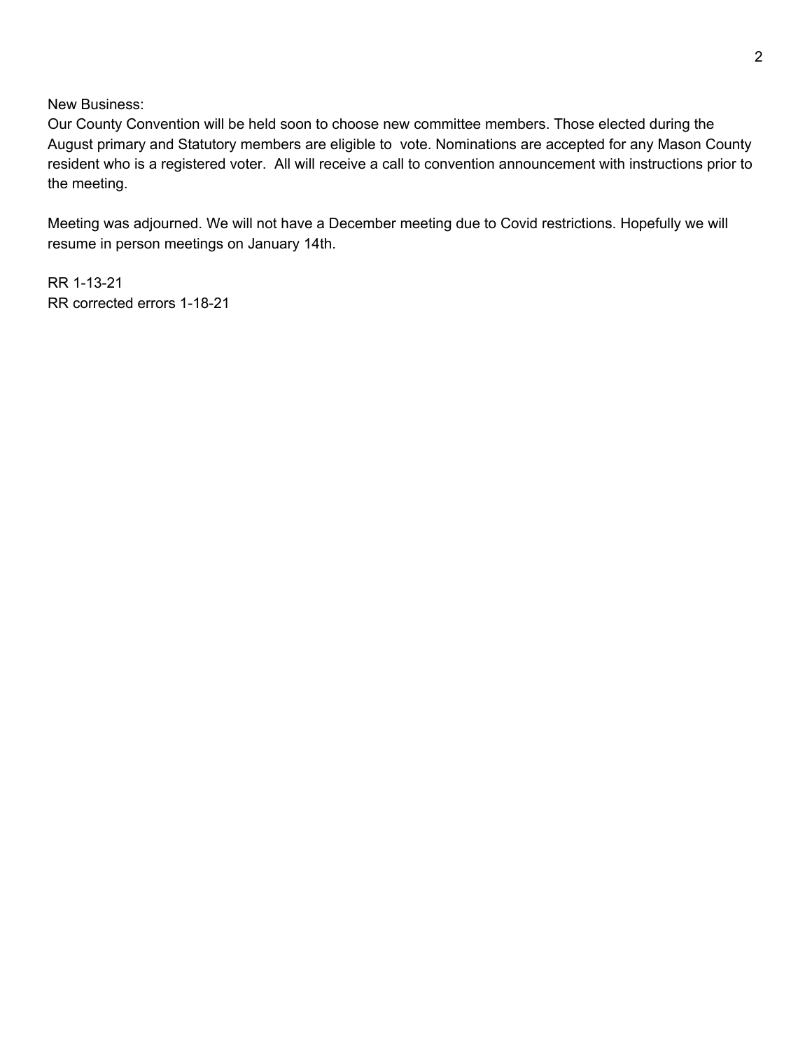New Business:

Our County Convention will be held soon to choose new committee members. Those elected during the August primary and Statutory members are eligible to vote. Nominations are accepted for any Mason County resident who is a registered voter. All will receive a call to convention announcement with instructions prior to the meeting.

Meeting was adjourned. We will not have a December meeting due to Covid restrictions. Hopefully we will resume in person meetings on January 14th.

RR 1-13-21
RR corrected errors 1-18-21